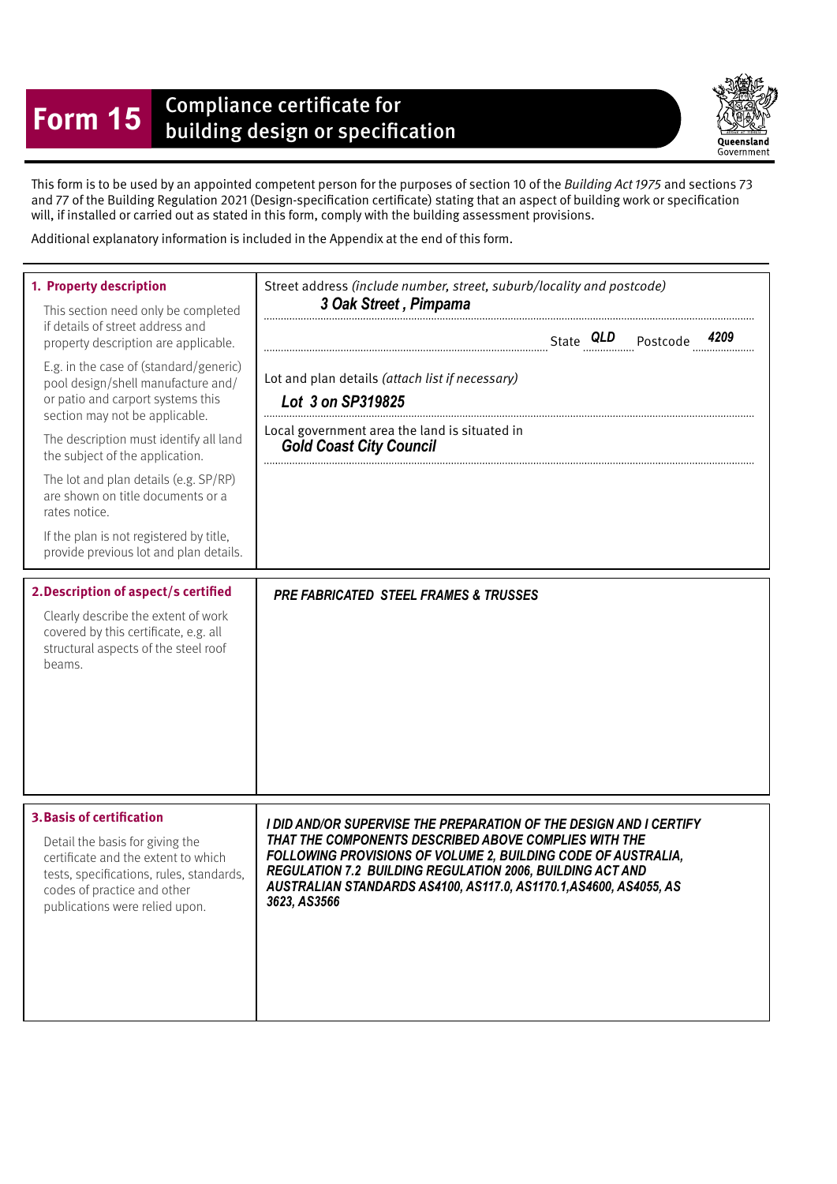# Form 15 Compliance certificate for building design or specification

Queensland Government

This form is to be used by an appointed competent person for the purposes of section 10 of the *Building Act 1975* and sections 73 and 77 of the Building Regulation 2021 (Design-specification certificate) stating that an aspect of building work or specification will, if installed or carried out as stated in this form, comply with the building assessment provisions.

Additional explanatory information is included in the Appendix at the end of this form.

| | |
|---|---|
| **1. Property description**<br><br>This section need only be completed if details of street address and property description are applicable.<br><br>E.g. in the case of (standard/generic) pool design/shell manufacture and/or patio and carport systems this section may not be applicable.<br><br>The description must identify all land the subject of the application.<br><br>The lot and plan details (e.g. SP/RP) are shown on title documents or a rates notice.<br><br>If the plan is not registered by title, provide previous lot and plan details. | Street address *(include number, street, suburb/locality and postcode)*<br>*3 Oak Street , Pimpama*<br>State *QLD* Postcode *4209*<br><br>Lot and plan details *(attach list if necessary)*<br>*Lot 3 on SP319825*<br><br>Local government area the land is situated in<br>*Gold Coast City Council* |
| **2. Description of aspect/s certified**<br><br>Clearly describe the extent of work covered by this certificate, e.g. all structural aspects of the steel roof beams. | *PRE FABRICATED STEEL FRAMES & TRUSSES* |
| **3. Basis of certification**<br><br>Detail the basis for giving the certificate and the extent to which tests, specifications, rules, standards, codes of practice and other publications were relied upon. | *I DID AND/OR SUPERVISE THE PREPARATION OF THE DESIGN AND I CERTIFY THAT THE COMPONENTS DESCRIBED ABOVE COMPLIES WITH THE FOLLOWING PROVISIONS OF VOLUME 2, BUILDING CODE OF AUSTRALIA, REGULATION 7.2 BUILDING REGULATION 2006, BUILDING ACT AND AUSTRALIAN STANDARDS AS4100, AS117.0, AS1170.1,AS4600, AS4055, AS 3623, AS3566* |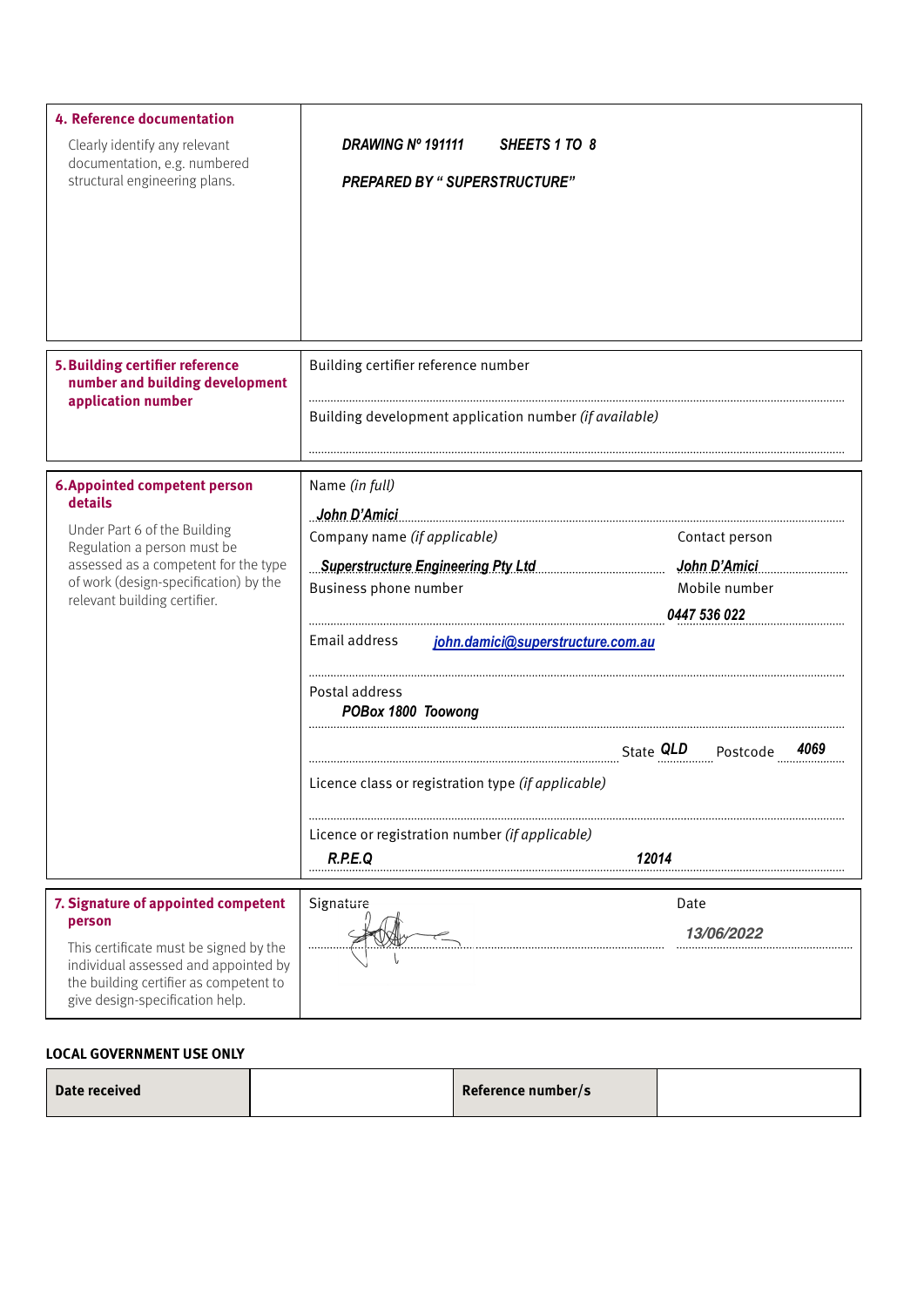| | |
|---|---|
| **4. Reference documentation**<br><br>Clearly identify any relevant documentation, e.g. numbered structural engineering plans. | ***DRAWING Nº 191111 SHEETS 1 TO 8***<br><br>***PREPARED BY " SUPERSTRUCTURE"*** |

| | |
|---|---|
| **5. Building certifier reference number and building development application number** | Building certifier reference number<br><br>Building development application number *(if available)* |

| | | |
|---|---|---|
| **6. Appointed competent person details**<br><br>Under Part 6 of the Building Regulation a person must be assessed as a competent for the type of work (design-specification) by the relevant building certifier. | Name *(in full)*<br>***John D'Amici*** | |
| | Company name *(if applicable)*<br>***Superstructure Engineering Pty Ltd*** | Contact person<br>***John D'Amici*** |
| | Business phone number | Mobile number<br>***0447 536 022*** |
| | Email address ***john.damici@superstructure.com.au*** | |
| | Postal address<br>***POBox 1800 Toowong*** | |
| | State ***QLD*** | Postcode ***4069*** |
| | Licence class or registration type *(if applicable)* | |
| | Licence or registration number *(if applicable)*<br>***R.P.E.Q*** ***12014*** | |

| | | |
|---|---|---|
| **7. Signature of appointed competent person**<br><br>This certificate must be signed by the individual assessed and appointed by the building certifier as competent to give design-specification help. | Signature<br>[signature] | Date<br>***13/06/2022*** |

**LOCAL GOVERNMENT USE ONLY**

| | | | |
|---|---|---|---|
| **Date received** | | **Reference number/s** | |